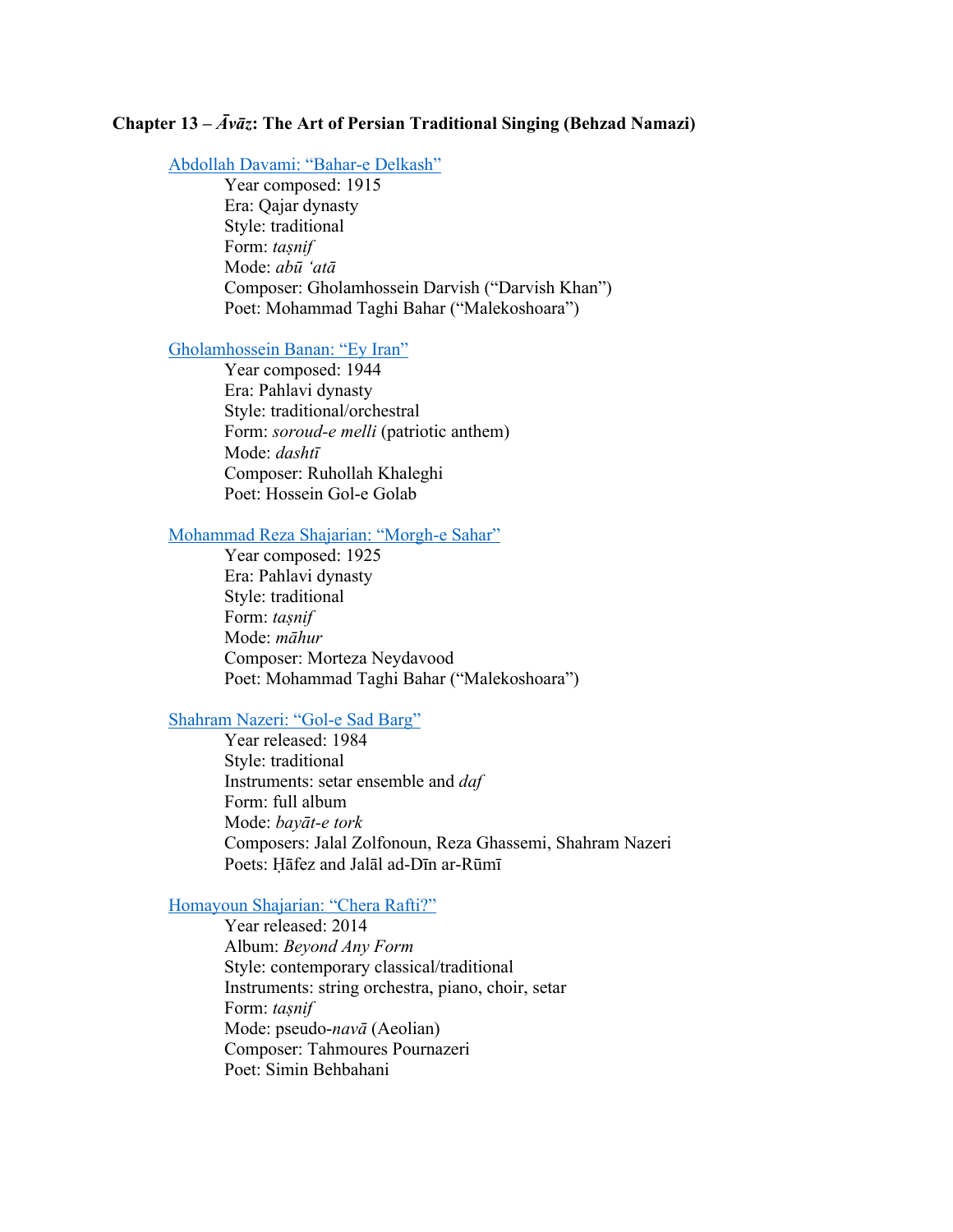**Chapter 13 – *Āvāz*: The Art of Persian Traditional Singing (Behzad Namazi)**

Abdollah Davami: "Bahar-e Delkash"

Year composed: 1915
Era: Qajar dynasty
Style: traditional
Form: *taṣnif*
Mode: *abū 'atā*
Composer: Gholamhossein Darvish ("Darvish Khan")
Poet: Mohammad Taghi Bahar ("Malekoshoara")

Gholamhossein Banan: "Ey Iran"

Year composed: 1944
Era: Pahlavi dynasty
Style: traditional/orchestral
Form: *soroud-e melli* (patriotic anthem)
Mode: *dashtī*
Composer: Ruhollah Khaleghi
Poet: Hossein Gol-e Golab

Mohammad Reza Shajarian: "Morgh-e Sahar"

Year composed: 1925
Era: Pahlavi dynasty
Style: traditional
Form: *taṣnif*
Mode: *māhur*
Composer: Morteza Neydavood
Poet: Mohammad Taghi Bahar ("Malekoshoara")

Shahram Nazeri: "Gol-e Sad Barg"

Year released: 1984
Style: traditional
Instruments: setar ensemble and *daf*
Form: full album
Mode: *bayāt-e tork*
Composers: Jalal Zolfonoun, Reza Ghassemi, Shahram Nazeri
Poets: Ḥāfez and Jalāl ad-Dīn ar-Rūmī

Homayoun Shajarian: "Chera Rafti?"

Year released: 2014
Album: *Beyond Any Form*
Style: contemporary classical/traditional
Instruments: string orchestra, piano, choir, setar
Form: *taṣnif*
Mode: pseudo-*navā* (Aeolian)
Composer: Tahmoures Pournazeri
Poet: Simin Behbahani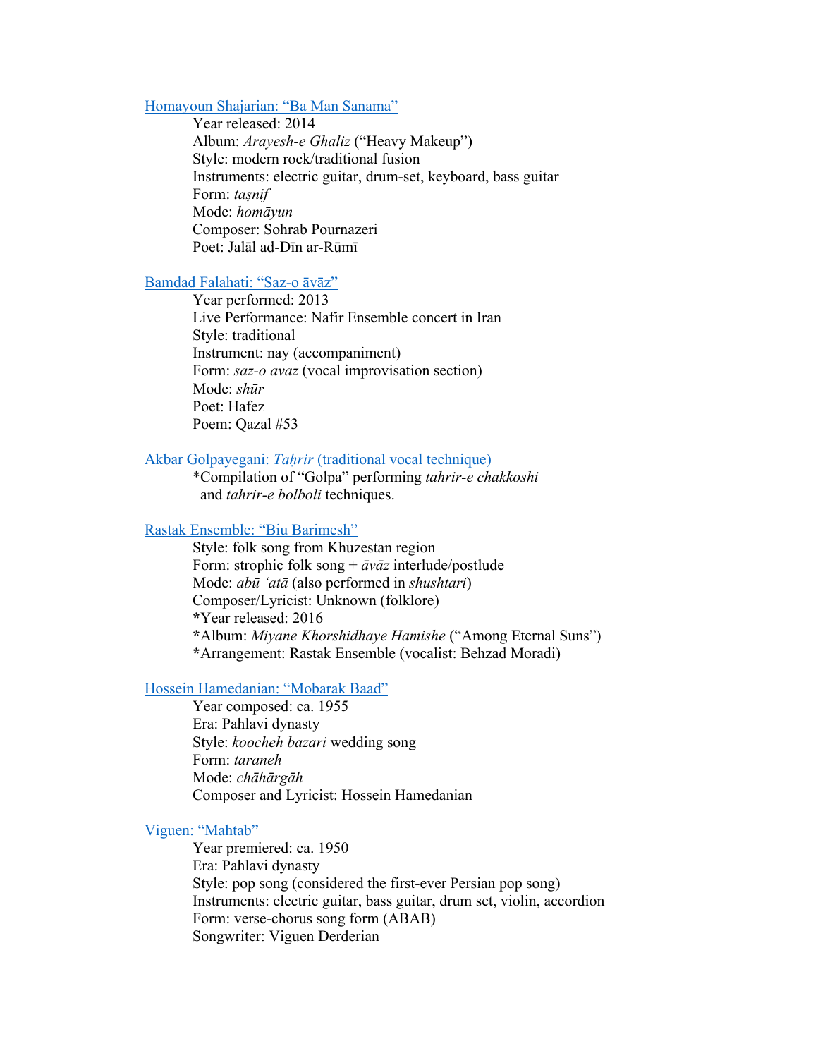Homayoun Shajarian: "Ba Man Sanama"

Year released: 2014
Album: *Arayesh-e Ghaliz* ("Heavy Makeup")
Style: modern rock/traditional fusion
Instruments: electric guitar, drum-set, keyboard, bass guitar
Form: *taṣnif*
Mode: *homāyun*
Composer: Sohrab Pournazeri
Poet: Jalāl ad-Dīn ar-Rūmī

Bamdad Falahati: "Saz-o āvāz"

Year performed: 2013
Live Performance: Nafir Ensemble concert in Iran
Style: traditional
Instrument: nay (accompaniment)
Form: *saz-o avaz* (vocal improvisation section)
Mode: *shūr*
Poet: Hafez
Poem: Qazal #53

Akbar Golpayegani: *Tahrir* (traditional vocal technique)

*Compilation of "Golpa" performing *tahrir-e chakkoshi* and *tahrir-e bolboli* techniques.

Rastak Ensemble: "Biu Barimesh"

Style: folk song from Khuzestan region
Form: strophic folk song + *āvāz* interlude/postlude
Mode: *abū ʻatā* (also performed in *shushtari*)
Composer/Lyricist: Unknown (folklore)
*Year released: 2016
*Album: *Miyane Khorshidhaye Hamishe* ("Among Eternal Suns")
*Arrangement: Rastak Ensemble (vocalist: Behzad Moradi)

Hossein Hamedanian: "Mobarak Baad"

Year composed: ca. 1955
Era: Pahlavi dynasty
Style: *koocheh bazari* wedding song
Form: *taraneh*
Mode: *chāhārgāh*
Composer and Lyricist: Hossein Hamedanian

Viguen: "Mahtab"

Year premiered: ca. 1950
Era: Pahlavi dynasty
Style: pop song (considered the first-ever Persian pop song)
Instruments: electric guitar, bass guitar, drum set, violin, accordion
Form: verse-chorus song form (ABAB)
Songwriter: Viguen Derderian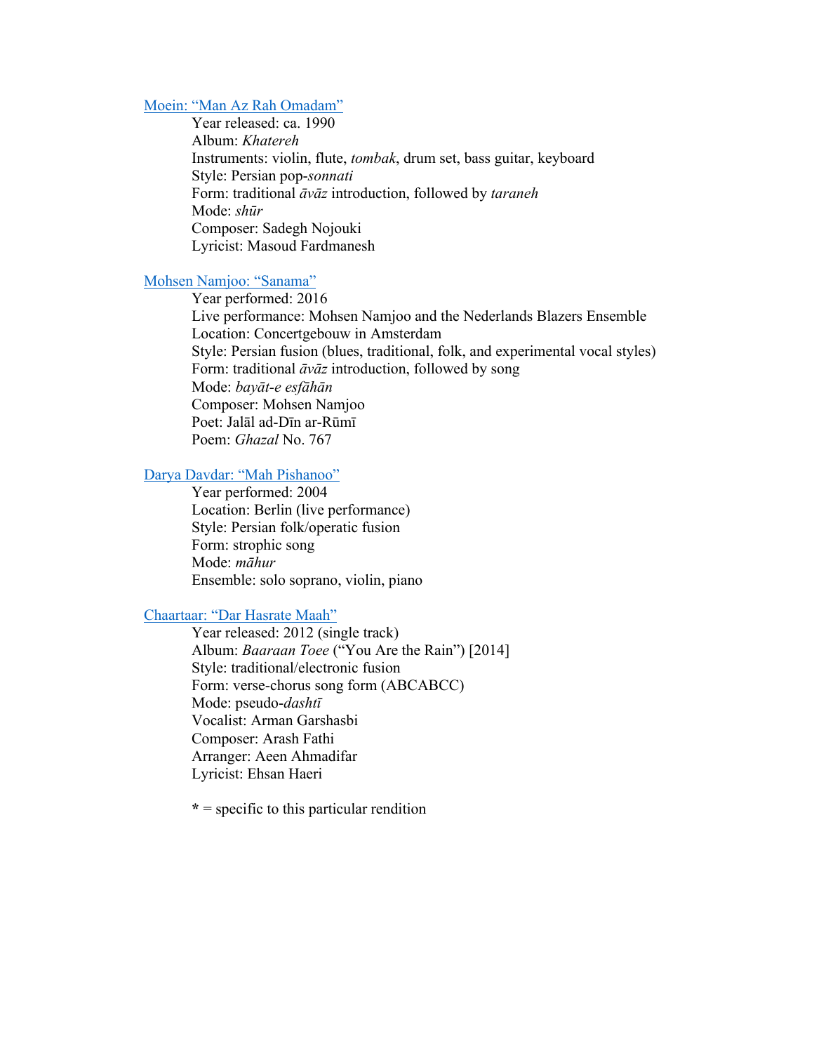[Moein: "Man Az Rah Omadam"]

Year released: ca. 1990
Album: *Khatereh*
Instruments: violin, flute, *tombak*, drum set, bass guitar, keyboard
Style: Persian pop-*sonnati*
Form: traditional *āvāz* introduction, followed by *taraneh*
Mode: *shūr*
Composer: Sadegh Nojouki
Lyricist: Masoud Fardmanesh

[Mohsen Namjoo: "Sanama"]

Year performed: 2016
Live performance: Mohsen Namjoo and the Nederlands Blazers Ensemble
Location: Concertgebouw in Amsterdam
Style: Persian fusion (blues, traditional, folk, and experimental vocal styles)
Form: traditional *āvāz* introduction, followed by song
Mode: *bayāt-e esfāhān*
Composer: Mohsen Namjoo
Poet: Jalāl ad-Dīn ar-Rūmī
Poem: *Ghazal* No. 767

[Darya Davdar: "Mah Pishanoo"]

Year performed: 2004
Location: Berlin (live performance)
Style: Persian folk/operatic fusion
Form: strophic song
Mode: *māhur*
Ensemble: solo soprano, violin, piano

[Chaartaar: "Dar Hasrate Maah"]

Year released: 2012 (single track)
Album: *Baaraan Toee* ("You Are the Rain") [2014]
Style: traditional/electronic fusion
Form: verse-chorus song form (ABCABCC)
Mode: pseudo-*dashtī*
Vocalist: Arman Garshasbi
Composer: Arash Fathi
Arranger: Aeen Ahmadifar
Lyricist: Ehsan Haeri

**\*** = specific to this particular rendition